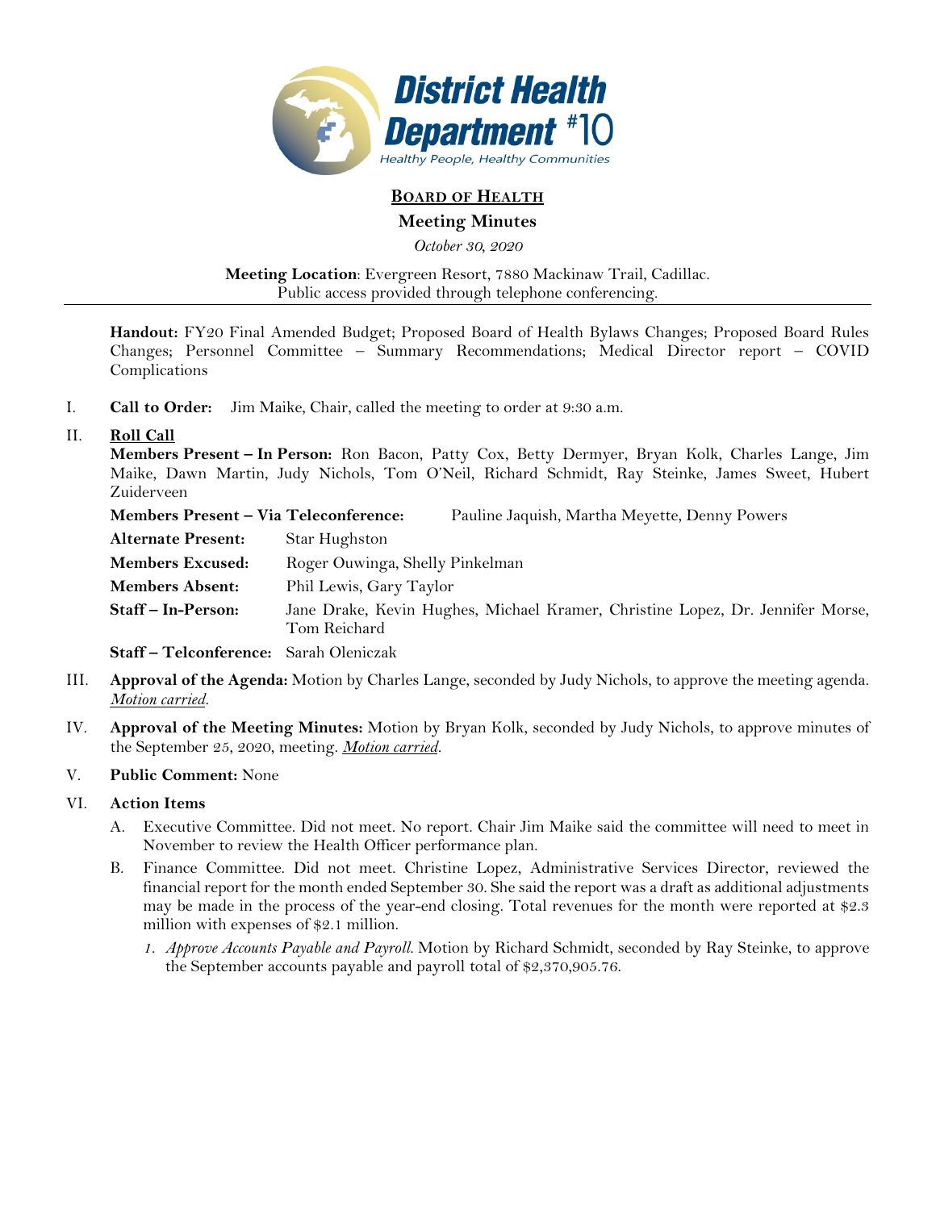District Health Department #10
Healthy People, Healthy Communities

# BOARD OF HEALTH

## Meeting Minutes

*October 30, 2020*

**Meeting Location**: Evergreen Resort, 7880 Mackinaw Trail, Cadillac.
Public access provided through telephone conferencing.

---

**Handout:** FY20 Final Amended Budget; Proposed Board of Health Bylaws Changes; Proposed Board Rules Changes; Personnel Committee – Summary Recommendations; Medical Director report – COVID Complications

I. **Call to Order:** Jim Maike, Chair, called the meeting to order at 9:30 a.m.

II. **Roll Call**

**Members Present – In Person:** Ron Bacon, Patty Cox, Betty Dermyer, Bryan Kolk, Charles Lange, Jim Maike, Dawn Martin, Judy Nichols, Tom O'Neil, Richard Schmidt, Ray Steinke, James Sweet, Hubert Zuiderveen

**Members Present – Via Teleconference:** Pauline Jaquish, Martha Meyette, Denny Powers

**Alternate Present:** Star Hughston

**Members Excused:** Roger Ouwinga, Shelly Pinkelman

**Members Absent:** Phil Lewis, Gary Taylor

**Staff – In-Person:** Jane Drake, Kevin Hughes, Michael Kramer, Christine Lopez, Dr. Jennifer Morse, Tom Reichard

**Staff – Telconference:** Sarah Oleniczak

III. **Approval of the Agenda:** Motion by Charles Lange, seconded by Judy Nichols, to approve the meeting agenda. *Motion carried*.

IV. **Approval of the Meeting Minutes:** Motion by Bryan Kolk, seconded by Judy Nichols, to approve minutes of the September 25, 2020, meeting. *Motion carried*.

V. **Public Comment:** None

VI. **Action Items**

A. Executive Committee. Did not meet. No report. Chair Jim Maike said the committee will need to meet in November to review the Health Officer performance plan.

B. Finance Committee. Did not meet. Christine Lopez, Administrative Services Director, reviewed the financial report for the month ended September 30. She said the report was a draft as additional adjustments may be made in the process of the year-end closing. Total revenues for the month were reported at $2.3 million with expenses of $2.1 million.

1. *Approve Accounts Payable and Payroll.* Motion by Richard Schmidt, seconded by Ray Steinke, to approve the September accounts payable and payroll total of $2,370,905.76.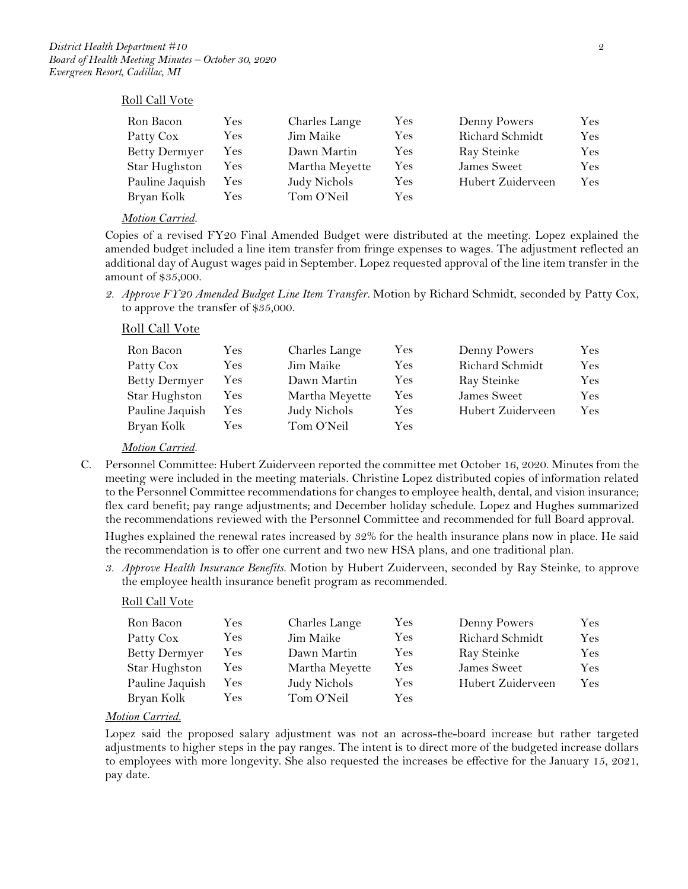Roll Call Vote

| | | | | | |
|---|---|---|---|---|---|
| Ron Bacon | Yes | Charles Lange | Yes | Denny Powers | Yes |
| Patty Cox | Yes | Jim Maike | Yes | Richard Schmidt | Yes |
| Betty Dermyer | Yes | Dawn Martin | Yes | Ray Steinke | Yes |
| Star Hughston | Yes | Martha Meyette | Yes | James Sweet | Yes |
| Pauline Jaquish | Yes | Judy Nichols | Yes | Hubert Zuiderveen | Yes |
| Bryan Kolk | Yes | Tom O'Neil | Yes | | |

*Motion Carried.*

Copies of a revised FY20 Final Amended Budget were distributed at the meeting. Lopez explained the amended budget included a line item transfer from fringe expenses to wages. The adjustment reflected an additional day of August wages paid in September. Lopez requested approval of the line item transfer in the amount of $35,000.

2. *Approve FY20 Amended Budget Line Item Transfer.* Motion by Richard Schmidt, seconded by Patty Cox, to approve the transfer of $35,000.

Roll Call Vote

| | | | | | |
|---|---|---|---|---|---|
| Ron Bacon | Yes | Charles Lange | Yes | Denny Powers | Yes |
| Patty Cox | Yes | Jim Maike | Yes | Richard Schmidt | Yes |
| Betty Dermyer | Yes | Dawn Martin | Yes | Ray Steinke | Yes |
| Star Hughston | Yes | Martha Meyette | Yes | James Sweet | Yes |
| Pauline Jaquish | Yes | Judy Nichols | Yes | Hubert Zuiderveen | Yes |
| Bryan Kolk | Yes | Tom O'Neil | Yes | | |

*Motion Carried.*

C. Personnel Committee: Hubert Zuiderveen reported the committee met October 16, 2020. Minutes from the meeting were included in the meeting materials. Christine Lopez distributed copies of information related to the Personnel Committee recommendations for changes to employee health, dental, and vision insurance; flex card benefit; pay range adjustments; and December holiday schedule. Lopez and Hughes summarized the recommendations reviewed with the Personnel Committee and recommended for full Board approval.

Hughes explained the renewal rates increased by 32% for the health insurance plans now in place. He said the recommendation is to offer one current and two new HSA plans, and one traditional plan.

3. *Approve Health Insurance Benefits.* Motion by Hubert Zuiderveen, seconded by Ray Steinke, to approve the employee health insurance benefit program as recommended.

Roll Call Vote

| | | | | | |
|---|---|---|---|---|---|
| Ron Bacon | Yes | Charles Lange | Yes | Denny Powers | Yes |
| Patty Cox | Yes | Jim Maike | Yes | Richard Schmidt | Yes |
| Betty Dermyer | Yes | Dawn Martin | Yes | Ray Steinke | Yes |
| Star Hughston | Yes | Martha Meyette | Yes | James Sweet | Yes |
| Pauline Jaquish | Yes | Judy Nichols | Yes | Hubert Zuiderveen | Yes |
| Bryan Kolk | Yes | Tom O'Neil | Yes | | |

*Motion Carried.*

Lopez said the proposed salary adjustment was not an across-the-board increase but rather targeted adjustments to higher steps in the pay ranges. The intent is to direct more of the budgeted increase dollars to employees with more longevity. She also requested the increases be effective for the January 15, 2021, pay date.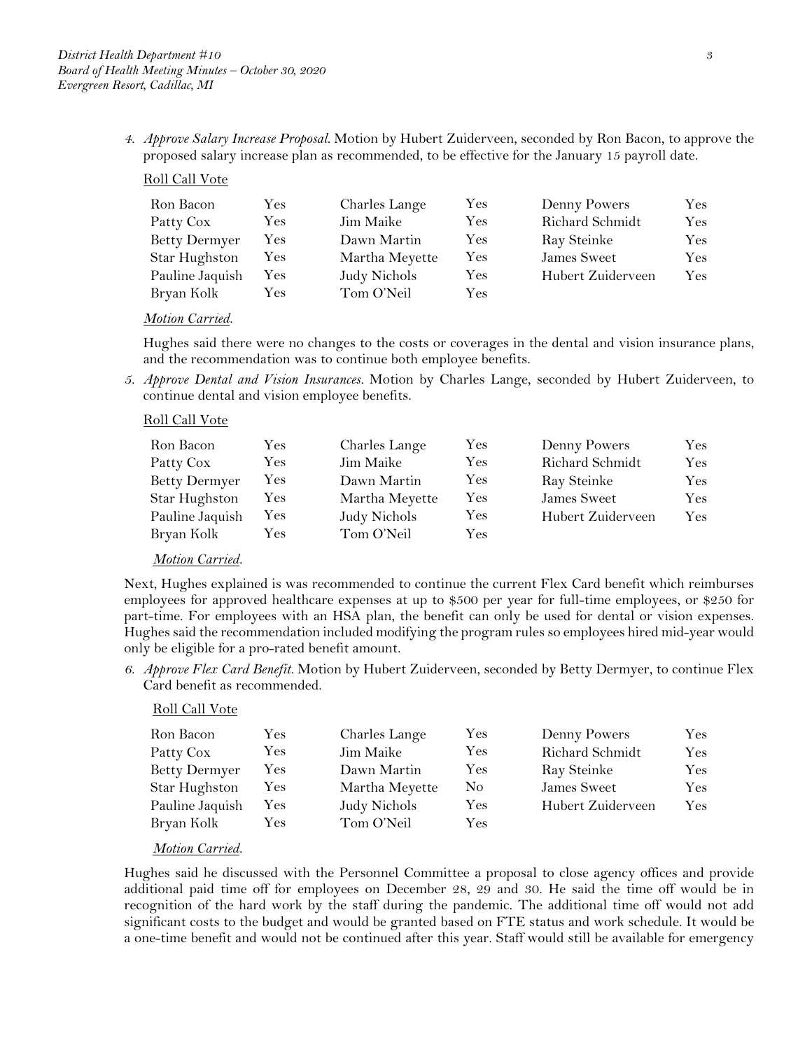4. *Approve Salary Increase Proposal.* Motion by Hubert Zuiderveen, seconded by Ron Bacon, to approve the proposed salary increase plan as recommended, to be effective for the January 15 payroll date.

   Roll Call Vote

| | | | | | |
|---|---|---|---|---|---|
| Ron Bacon | Yes | Charles Lange | Yes | Denny Powers | Yes |
| Patty Cox | Yes | Jim Maike | Yes | Richard Schmidt | Yes |
| Betty Dermyer | Yes | Dawn Martin | Yes | Ray Steinke | Yes |
| Star Hughston | Yes | Martha Meyette | Yes | James Sweet | Yes |
| Pauline Jaquish | Yes | Judy Nichols | Yes | Hubert Zuiderveen | Yes |
| Bryan Kolk | Yes | Tom O'Neil | Yes | | |

   *Motion Carried.*

   Hughes said there were no changes to the costs or coverages in the dental and vision insurance plans, and the recommendation was to continue both employee benefits.

5. *Approve Dental and Vision Insurances.* Motion by Charles Lange, seconded by Hubert Zuiderveen, to continue dental and vision employee benefits.

   Roll Call Vote

| | | | | | |
|---|---|---|---|---|---|
| Ron Bacon | Yes | Charles Lange | Yes | Denny Powers | Yes |
| Patty Cox | Yes | Jim Maike | Yes | Richard Schmidt | Yes |
| Betty Dermyer | Yes | Dawn Martin | Yes | Ray Steinke | Yes |
| Star Hughston | Yes | Martha Meyette | Yes | James Sweet | Yes |
| Pauline Jaquish | Yes | Judy Nichols | Yes | Hubert Zuiderveen | Yes |
| Bryan Kolk | Yes | Tom O'Neil | Yes | | |

   *Motion Carried.*

Next, Hughes explained is was recommended to continue the current Flex Card benefit which reimburses employees for approved healthcare expenses at up to $500 per year for full-time employees, or $250 for part-time. For employees with an HSA plan, the benefit can only be used for dental or vision expenses. Hughes said the recommendation included modifying the program rules so employees hired mid-year would only be eligible for a pro-rated benefit amount.

6. *Approve Flex Card Benefit.* Motion by Hubert Zuiderveen, seconded by Betty Dermyer, to continue Flex Card benefit as recommended.

   Roll Call Vote

| | | | | | |
|---|---|---|---|---|---|
| Ron Bacon | Yes | Charles Lange | Yes | Denny Powers | Yes |
| Patty Cox | Yes | Jim Maike | Yes | Richard Schmidt | Yes |
| Betty Dermyer | Yes | Dawn Martin | Yes | Ray Steinke | Yes |
| Star Hughston | Yes | Martha Meyette | No | James Sweet | Yes |
| Pauline Jaquish | Yes | Judy Nichols | Yes | Hubert Zuiderveen | Yes |
| Bryan Kolk | Yes | Tom O'Neil | Yes | | |

   *Motion Carried.*

Hughes said he discussed with the Personnel Committee a proposal to close agency offices and provide additional paid time off for employees on December 28, 29 and 30. He said the time off would be in recognition of the hard work by the staff during the pandemic. The additional time off would not add significant costs to the budget and would be granted based on FTE status and work schedule. It would be a one-time benefit and would not be continued after this year. Staff would still be available for emergency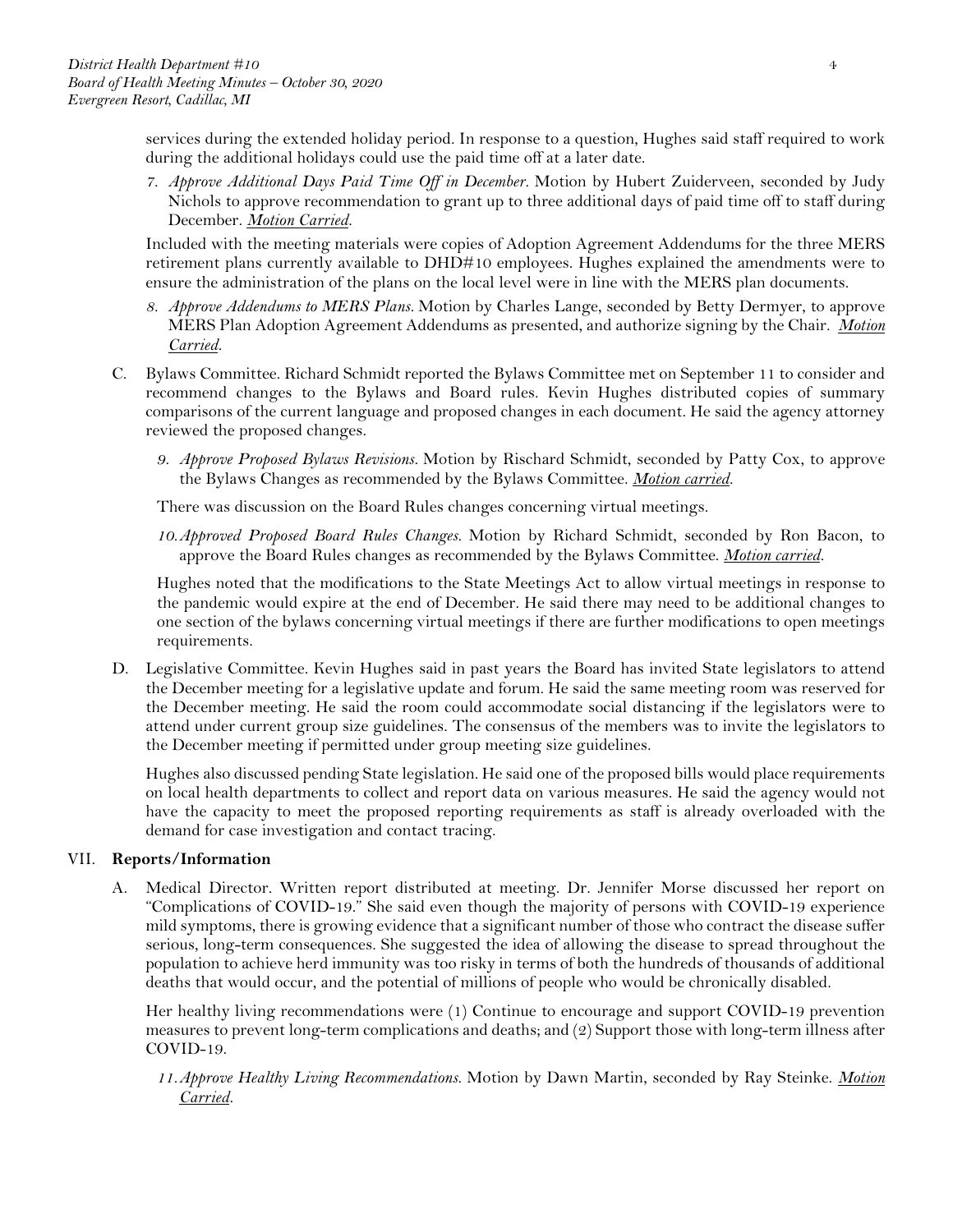services during the extended holiday period. In response to a question, Hughes said staff required to work during the additional holidays could use the paid time off at a later date.

7. *Approve Additional Days Paid Time Off in December.* Motion by Hubert Zuiderveen, seconded by Judy Nichols to approve recommendation to grant up to three additional days of paid time off to staff during December. ***Motion Carried.***

Included with the meeting materials were copies of Adoption Agreement Addendums for the three MERS retirement plans currently available to DHD#10 employees. Hughes explained the amendments were to ensure the administration of the plans on the local level were in line with the MERS plan documents.

8. *Approve Addendums to MERS Plans.* Motion by Charles Lange, seconded by Betty Dermyer, to approve MERS Plan Adoption Agreement Addendums as presented, and authorize signing by the Chair. ***Motion Carried.***

C. Bylaws Committee. Richard Schmidt reported the Bylaws Committee met on September 11 to consider and recommend changes to the Bylaws and Board rules. Kevin Hughes distributed copies of summary comparisons of the current language and proposed changes in each document. He said the agency attorney reviewed the proposed changes.

9. *Approve Proposed Bylaws Revisions.* Motion by Rischard Schmidt, seconded by Patty Cox, to approve the Bylaws Changes as recommended by the Bylaws Committee. ***Motion carried.***

There was discussion on the Board Rules changes concerning virtual meetings.

10. *Approved Proposed Board Rules Changes.* Motion by Richard Schmidt, seconded by Ron Bacon, to approve the Board Rules changes as recommended by the Bylaws Committee. ***Motion carried.***

Hughes noted that the modifications to the State Meetings Act to allow virtual meetings in response to the pandemic would expire at the end of December. He said there may need to be additional changes to one section of the bylaws concerning virtual meetings if there are further modifications to open meetings requirements.

D. Legislative Committee. Kevin Hughes said in past years the Board has invited State legislators to attend the December meeting for a legislative update and forum. He said the same meeting room was reserved for the December meeting. He said the room could accommodate social distancing if the legislators were to attend under current group size guidelines. The consensus of the members was to invite the legislators to the December meeting if permitted under group meeting size guidelines.

Hughes also discussed pending State legislation. He said one of the proposed bills would place requirements on local health departments to collect and report data on various measures. He said the agency would not have the capacity to meet the proposed reporting requirements as staff is already overloaded with the demand for case investigation and contact tracing.

## VII. Reports/Information

A. Medical Director. Written report distributed at meeting. Dr. Jennifer Morse discussed her report on "Complications of COVID-19." She said even though the majority of persons with COVID-19 experience mild symptoms, there is growing evidence that a significant number of those who contract the disease suffer serious, long-term consequences. She suggested the idea of allowing the disease to spread throughout the population to achieve herd immunity was too risky in terms of both the hundreds of thousands of additional deaths that would occur, and the potential of millions of people who would be chronically disabled.

Her healthy living recommendations were (1) Continue to encourage and support COVID-19 prevention measures to prevent long-term complications and deaths; and (2) Support those with long-term illness after COVID-19.

11. *Approve Healthy Living Recommendations.* Motion by Dawn Martin, seconded by Ray Steinke. ***Motion Carried.***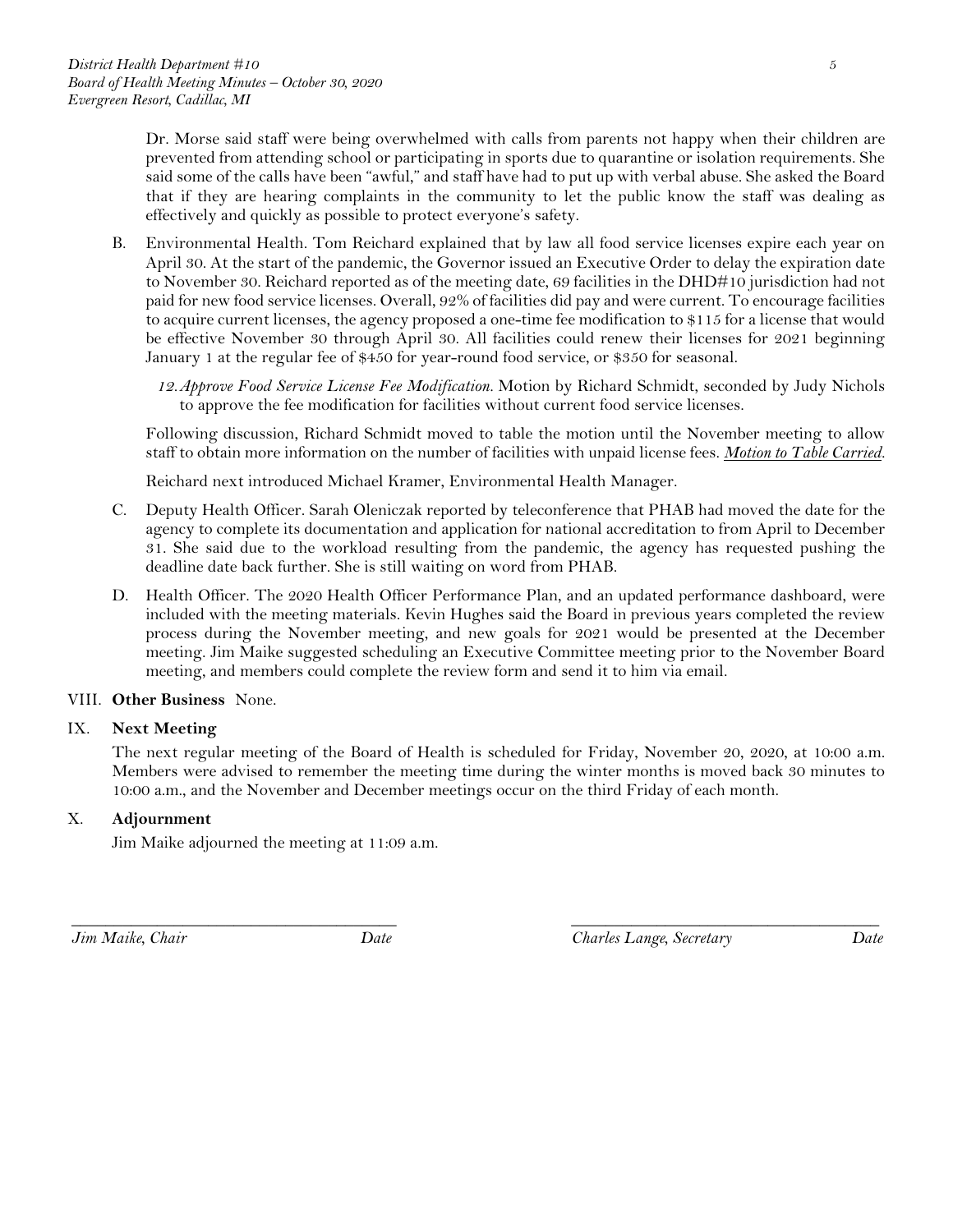Dr. Morse said staff were being overwhelmed with calls from parents not happy when their children are prevented from attending school or participating in sports due to quarantine or isolation requirements. She said some of the calls have been "awful," and staff have had to put up with verbal abuse. She asked the Board that if they are hearing complaints in the community to let the public know the staff was dealing as effectively and quickly as possible to protect everyone's safety.

B. Environmental Health. Tom Reichard explained that by law all food service licenses expire each year on April 30. At the start of the pandemic, the Governor issued an Executive Order to delay the expiration date to November 30. Reichard reported as of the meeting date, 69 facilities in the DHD#10 jurisdiction had not paid for new food service licenses. Overall, 92% of facilities did pay and were current. To encourage facilities to acquire current licenses, the agency proposed a one-time fee modification to $115 for a license that would be effective November 30 through April 30. All facilities could renew their licenses for 2021 beginning January 1 at the regular fee of $450 for year-round food service, or $350 for seasonal.

   12. *Approve Food Service License Fee Modification.* Motion by Richard Schmidt, seconded by Judy Nichols to approve the fee modification for facilities without current food service licenses.

   Following discussion, Richard Schmidt moved to table the motion until the November meeting to allow staff to obtain more information on the number of facilities with unpaid license fees. ***Motion to Table Carried.***

   Reichard next introduced Michael Kramer, Environmental Health Manager.

C. Deputy Health Officer. Sarah Oleniczak reported by teleconference that PHAB had moved the date for the agency to complete its documentation and application for national accreditation to from April to December 31. She said due to the workload resulting from the pandemic, the agency has requested pushing the deadline date back further. She is still waiting on word from PHAB.

D. Health Officer. The 2020 Health Officer Performance Plan, and an updated performance dashboard, were included with the meeting materials. Kevin Hughes said the Board in previous years completed the review process during the November meeting, and new goals for 2021 would be presented at the December meeting. Jim Maike suggested scheduling an Executive Committee meeting prior to the November Board meeting, and members could complete the review form and send it to him via email.

## VIII. Other Business

None.

## IX. Next Meeting

The next regular meeting of the Board of Health is scheduled for Friday, November 20, 2020, at 10:00 a.m. Members were advised to remember the meeting time during the winter months is moved back 30 minutes to 10:00 a.m., and the November and December meetings occur on the third Friday of each month.

## X. Adjournment

Jim Maike adjourned the meeting at 11:09 a.m.

| | | | |
|---|---|---|---|
| *Jim Maike, Chair* | *Date* | *Charles Lange, Secretary* | *Date* |